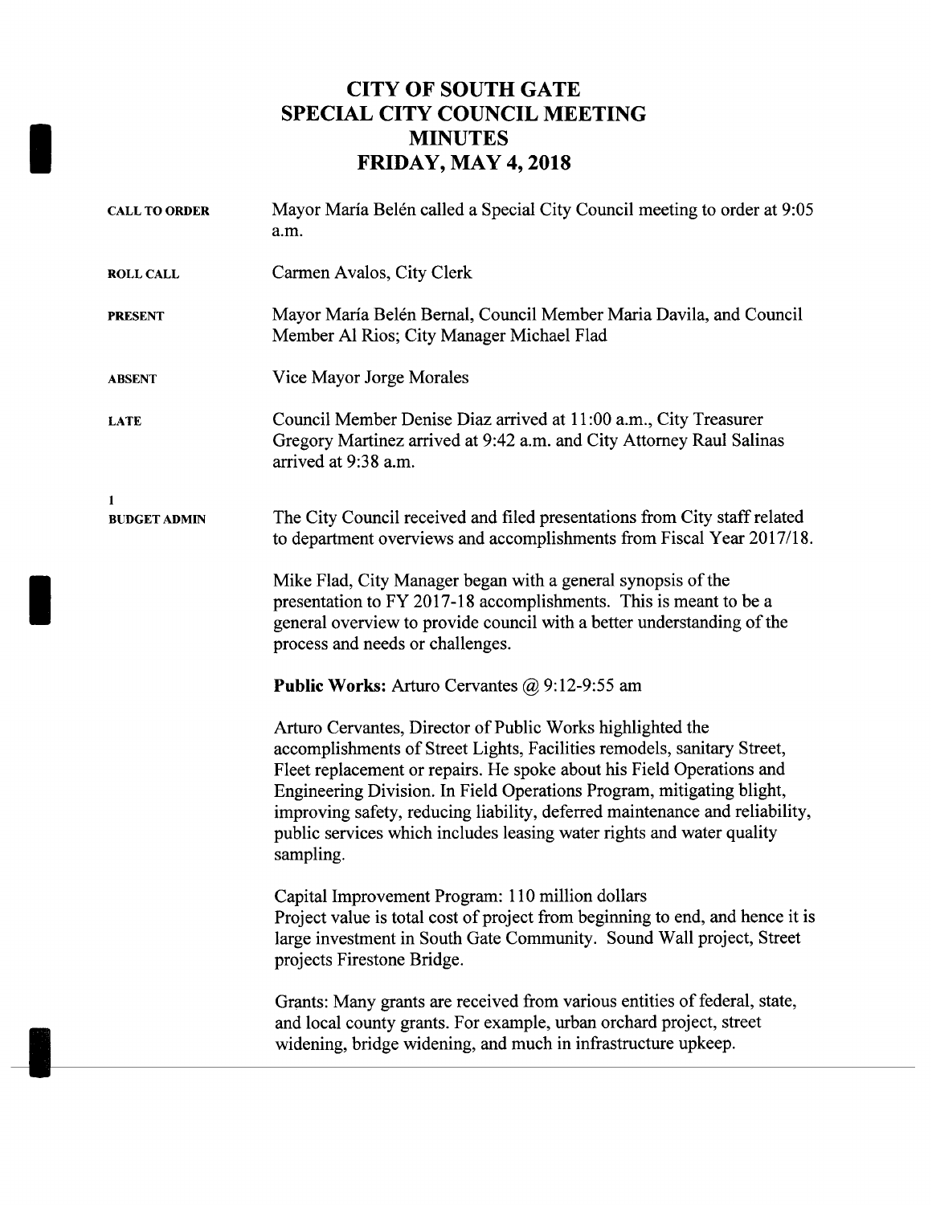# CITY OF SOUTH GATE
# SPECIAL CITY COUNCIL MEETING
# MINUTES
# FRIDAY, MAY 4, 2018

**CALL TO ORDER**

Mayor María Belén called a Special City Council meeting to order at 9:05 a.m.

**ROLL CALL**

Carmen Avalos, City Clerk

**PRESENT**

Mayor María Belén Bernal, Council Member Maria Davila, and Council Member Al Rios; City Manager Michael Flad

**ABSENT**

Vice Mayor Jorge Morales

**LATE**

Council Member Denise Diaz arrived at 11:00 a.m., City Treasurer Gregory Martinez arrived at 9:42 a.m. and City Attorney Raul Salinas arrived at 9:38 a.m.

**1**
**BUDGET ADMIN**

The City Council received and filed presentations from City staff related to department overviews and accomplishments from Fiscal Year 2017/18.

Mike Flad, City Manager began with a general synopsis of the presentation to FY 2017-18 accomplishments. This is meant to be a general overview to provide council with a better understanding of the process and needs or challenges.

**Public Works:** Arturo Cervantes @ 9:12-9:55 am

Arturo Cervantes, Director of Public Works highlighted the accomplishments of Street Lights, Facilities remodels, sanitary Street, Fleet replacement or repairs. He spoke about his Field Operations and Engineering Division. In Field Operations Program, mitigating blight, improving safety, reducing liability, deferred maintenance and reliability, public services which includes leasing water rights and water quality sampling.

Capital Improvement Program: 110 million dollars
Project value is total cost of project from beginning to end, and hence it is large investment in South Gate Community. Sound Wall project, Street projects Firestone Bridge.

Grants: Many grants are received from various entities of federal, state, and local county grants. For example, urban orchard project, street widening, bridge widening, and much in infrastructure upkeep.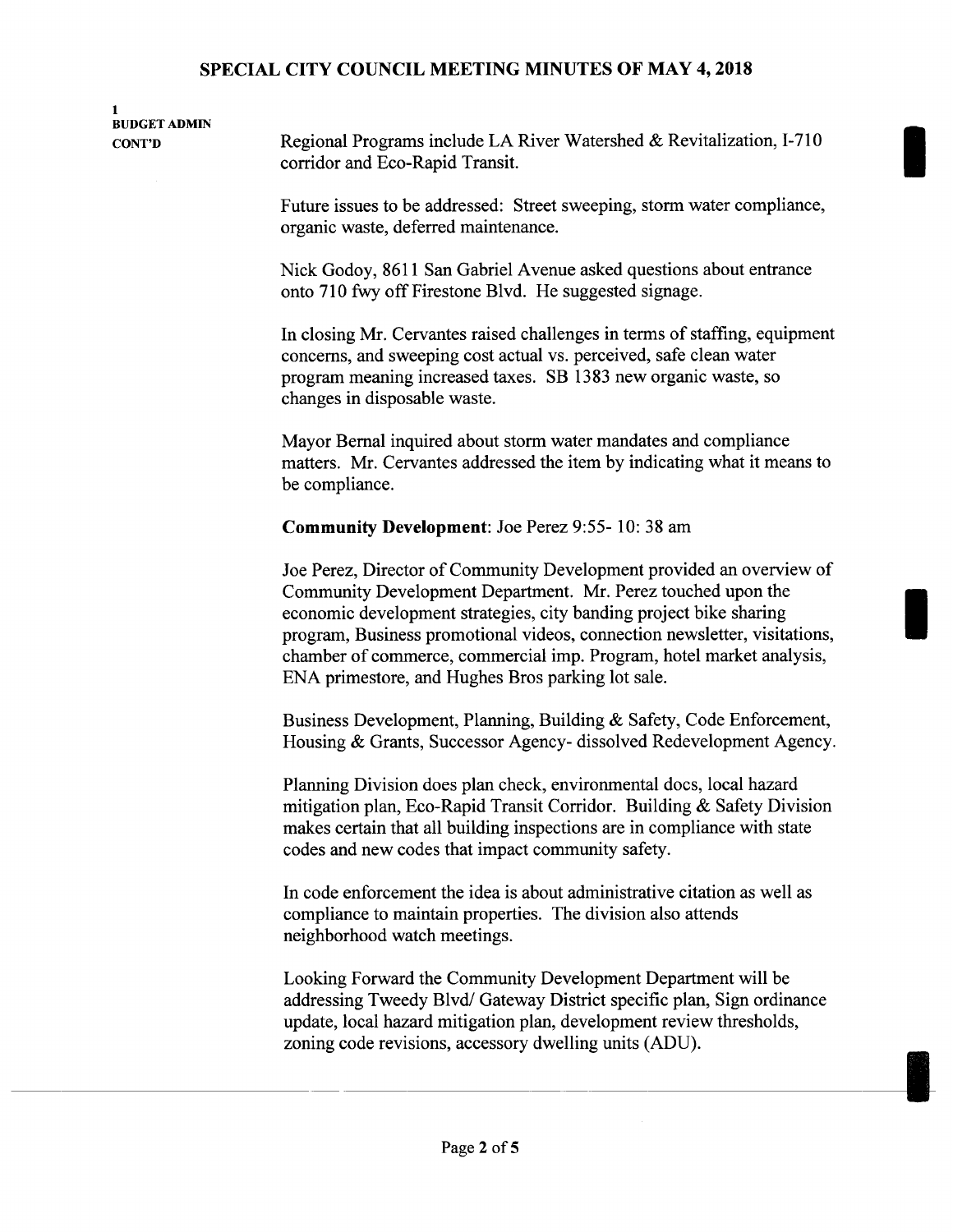1
**BUDGET ADMIN CONT'D**

Regional Programs include LA River Watershed & Revitalization, I-710 corridor and Eco-Rapid Transit.

Future issues to be addressed: Street sweeping, storm water compliance, organic waste, deferred maintenance.

Nick Godoy, 8611 San Gabriel Avenue asked questions about entrance onto 710 fwy off Firestone Blvd. He suggested signage.

In closing Mr. Cervantes raised challenges in terms of staffing, equipment concerns, and sweeping cost actual vs. perceived, safe clean water program meaning increased taxes. SB 1383 new organic waste, so changes in disposable waste.

Mayor Bernal inquired about storm water mandates and compliance matters. Mr. Cervantes addressed the item by indicating what it means to be compliance.

**Community Development**: Joe Perez 9:55- 10: 38 am

Joe Perez, Director of Community Development provided an overview of Community Development Department. Mr. Perez touched upon the economic development strategies, city banding project bike sharing program, Business promotional videos, connection newsletter, visitations, chamber of commerce, commercial imp. Program, hotel market analysis, ENA primestore, and Hughes Bros parking lot sale.

Business Development, Planning, Building & Safety, Code Enforcement, Housing & Grants, Successor Agency- dissolved Redevelopment Agency.

Planning Division does plan check, environmental docs, local hazard mitigation plan, Eco-Rapid Transit Corridor. Building & Safety Division makes certain that all building inspections are in compliance with state codes and new codes that impact community safety.

In code enforcement the idea is about administrative citation as well as compliance to maintain properties. The division also attends neighborhood watch meetings.

Looking Forward the Community Development Department will be addressing Tweedy Blvd/ Gateway District specific plan, Sign ordinance update, local hazard mitigation plan, development review thresholds, zoning code revisions, accessory dwelling units (ADU).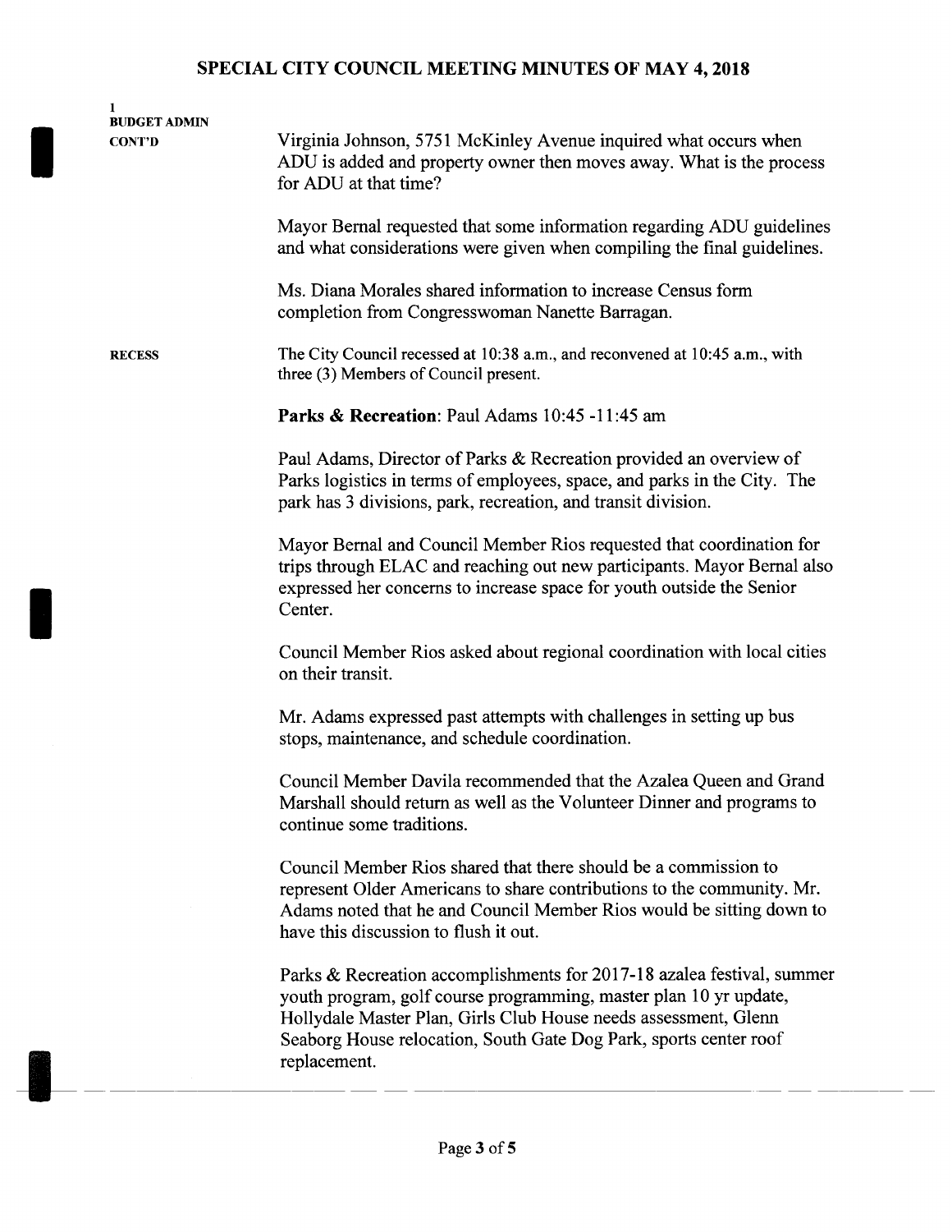1
**BUDGET ADMIN**
**CONT'D**

Virginia Johnson, 5751 McKinley Avenue inquired what occurs when ADU is added and property owner then moves away. What is the process for ADU at that time?

Mayor Bernal requested that some information regarding ADU guidelines and what considerations were given when compiling the final guidelines.

Ms. Diana Morales shared information to increase Census form completion from Congresswoman Nanette Barragan.

**RECESS**

The City Council recessed at 10:38 a.m., and reconvened at 10:45 a.m., with three (3) Members of Council present.

**Parks & Recreation**: Paul Adams 10:45 -11:45 am

Paul Adams, Director of Parks & Recreation provided an overview of Parks logistics in terms of employees, space, and parks in the City. The park has 3 divisions, park, recreation, and transit division.

Mayor Bernal and Council Member Rios requested that coordination for trips through ELAC and reaching out new participants. Mayor Bernal also expressed her concerns to increase space for youth outside the Senior Center.

Council Member Rios asked about regional coordination with local cities on their transit.

Mr. Adams expressed past attempts with challenges in setting up bus stops, maintenance, and schedule coordination.

Council Member Davila recommended that the Azalea Queen and Grand Marshall should return as well as the Volunteer Dinner and programs to continue some traditions.

Council Member Rios shared that there should be a commission to represent Older Americans to share contributions to the community. Mr. Adams noted that he and Council Member Rios would be sitting down to have this discussion to flush it out.

Parks & Recreation accomplishments for 2017-18 azalea festival, summer youth program, golf course programming, master plan 10 yr update, Hollydale Master Plan, Girls Club House needs assessment, Glenn Seaborg House relocation, South Gate Dog Park, sports center roof replacement.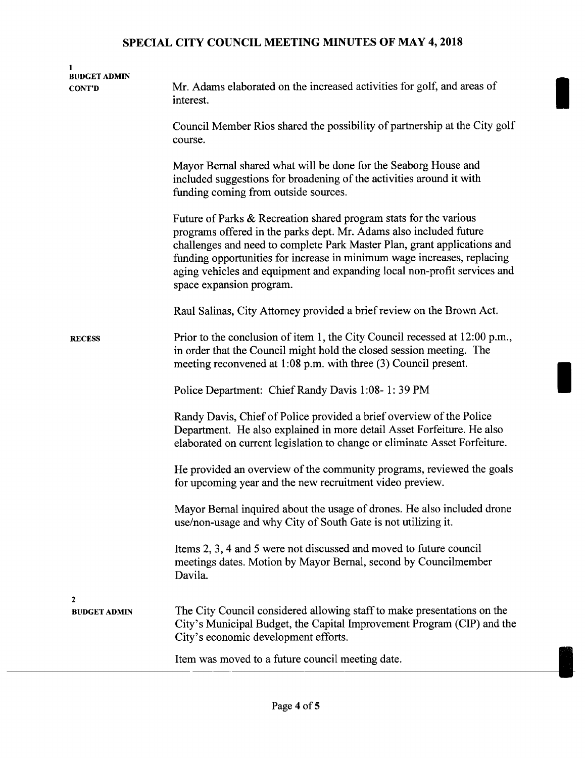**1**
**BUDGET ADMIN**
**CONT'D**

Mr. Adams elaborated on the increased activities for golf, and areas of interest.

Council Member Rios shared the possibility of partnership at the City golf course.

Mayor Bernal shared what will be done for the Seaborg House and included suggestions for broadening of the activities around it with funding coming from outside sources.

Future of Parks & Recreation shared program stats for the various programs offered in the parks dept. Mr. Adams also included future challenges and need to complete Park Master Plan, grant applications and funding opportunities for increase in minimum wage increases, replacing aging vehicles and equipment and expanding local non-profit services and space expansion program.

Raul Salinas, City Attorney provided a brief review on the Brown Act.

**RECESS**

Prior to the conclusion of item 1, the City Council recessed at 12:00 p.m., in order that the Council might hold the closed session meeting. The meeting reconvened at 1:08 p.m. with three (3) Council present.

Police Department: Chief Randy Davis 1:08- 1: 39 PM

Randy Davis, Chief of Police provided a brief overview of the Police Department. He also explained in more detail Asset Forfeiture. He also elaborated on current legislation to change or eliminate Asset Forfeiture.

He provided an overview of the community programs, reviewed the goals for upcoming year and the new recruitment video preview.

Mayor Bernal inquired about the usage of drones. He also included drone use/non-usage and why City of South Gate is not utilizing it.

Items 2, 3, 4 and 5 were not discussed and moved to future council meetings dates. Motion by Mayor Bernal, second by Councilmember Davila.

**2**
**BUDGET ADMIN**

The City Council considered allowing staff to make presentations on the City's Municipal Budget, the Capital Improvement Program (CIP) and the City's economic development efforts.

Item was moved to a future council meeting date.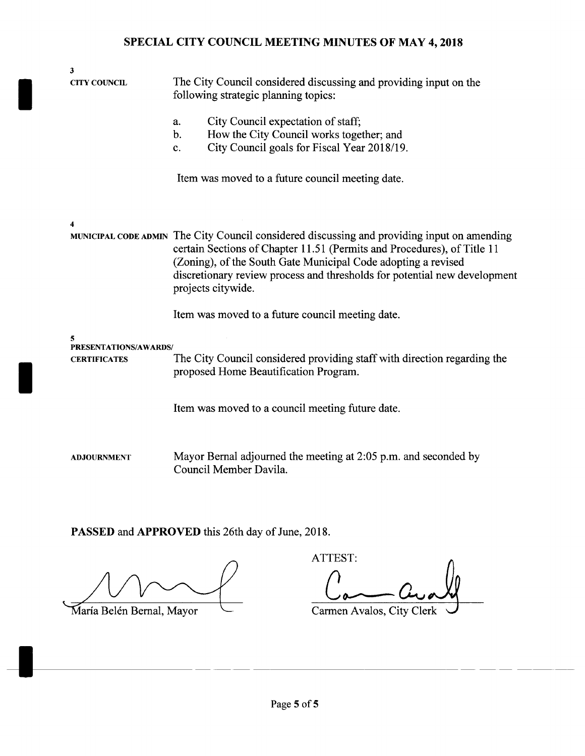# SPECIAL CITY COUNCIL MEETING MINUTES OF MAY 4, 2018

**3**
**CITY COUNCIL**

The City Council considered discussing and providing input on the following strategic planning topics:

a. City Council expectation of staff;
b. How the City Council works together; and
c. City Council goals for Fiscal Year 2018/19.

Item was moved to a future council meeting date.

**4**
**MUNICIPAL CODE ADMIN**

The City Council considered discussing and providing input on amending certain Sections of Chapter 11.51 (Permits and Procedures), of Title 11 (Zoning), of the South Gate Municipal Code adopting a revised discretionary review process and thresholds for potential new development projects citywide.

Item was moved to a future council meeting date.

**5**
**PRESENTATIONS/AWARDS/ CERTIFICATES**

The City Council considered providing staff with direction regarding the proposed Home Beautification Program.

Item was moved to a council meeting future date.

**ADJOURNMENT**

Mayor Bernal adjourned the meeting at 2:05 p.m. and seconded by Council Member Davila.

**PASSED** and **APPROVED** this 26th day of June, 2018.

María Belén Bernal, Mayor

ATTEST:

Carmen Avalos, City Clerk